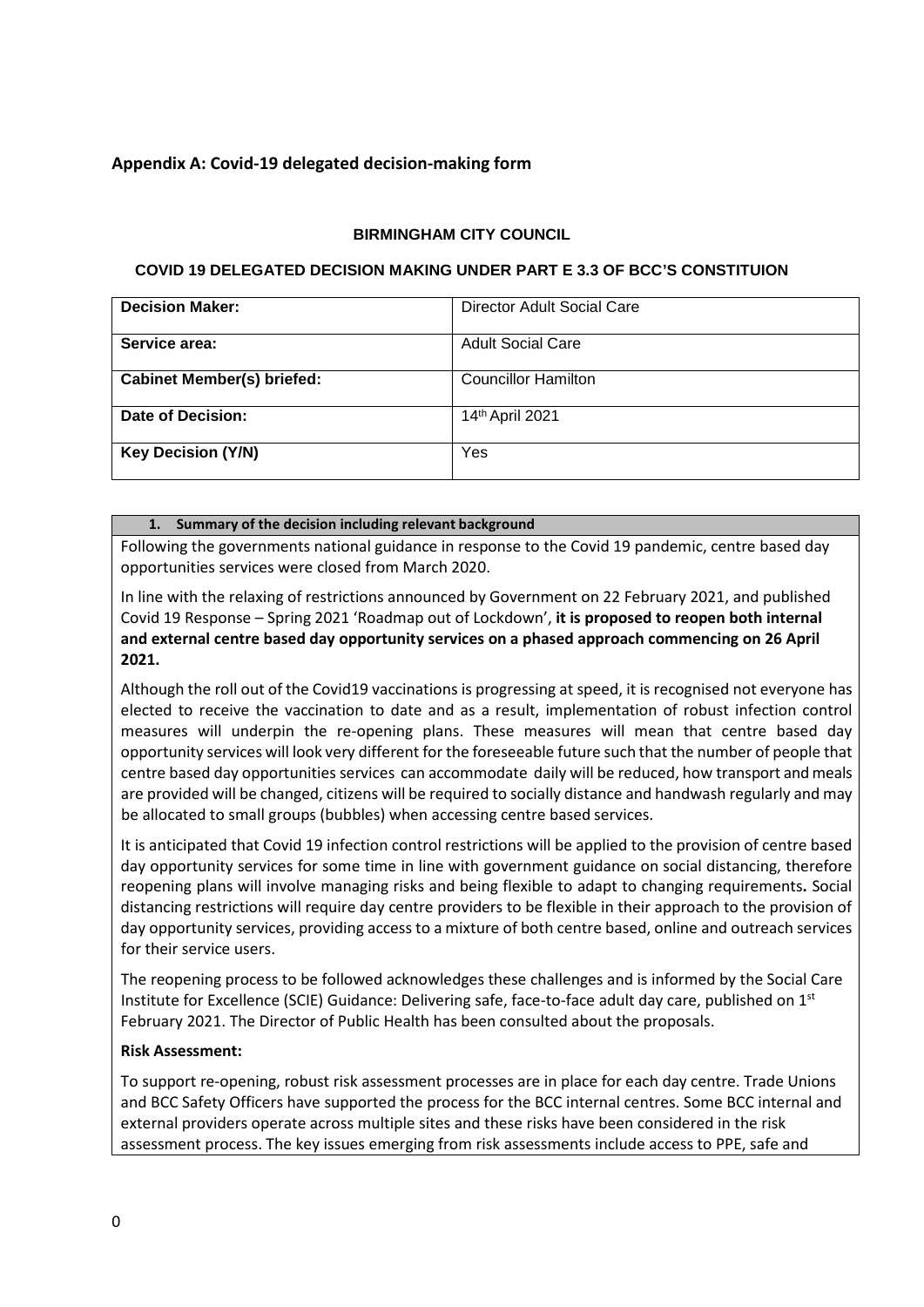## Appendix A: Covid-19 delegated decision-making form

**BIRMINGHAM CITY COUNCIL**

**COVID 19 DELEGATED DECISION MAKING UNDER PART E 3.3 OF BCC'S CONSTITUION**

| **Decision Maker:** | Director Adult Social Care |
|---|---|
| **Service area:** | Adult Social Care |
| **Cabinet Member(s) briefed:** | Councillor Hamilton |
| **Date of Decision:** | 14th April 2021 |
| **Key Decision (Y/N)** | Yes |

**1. Summary of the decision including relevant background**

Following the governments national guidance in response to the Covid 19 pandemic, centre based day opportunities services were closed from March 2020.

In line with the relaxing of restrictions announced by Government on 22 February 2021, and published Covid 19 Response – Spring 2021 'Roadmap out of Lockdown', **it is proposed to reopen both internal and external centre based day opportunity services on a phased approach commencing on 26 April 2021.**

Although the roll out of the Covid19 vaccinations is progressing at speed, it is recognised not everyone has elected to receive the vaccination to date and as a result, implementation of robust infection control measures will underpin the re-opening plans. These measures will mean that centre based day opportunity services will look very different for the foreseeable future such that the number of people that centre based day opportunities services can accommodate daily will be reduced, how transport and meals are provided will be changed, citizens will be required to socially distance and handwash regularly and may be allocated to small groups (bubbles) when accessing centre based services.

It is anticipated that Covid 19 infection control restrictions will be applied to the provision of centre based day opportunity services for some time in line with government guidance on social distancing, therefore reopening plans will involve managing risks and being flexible to adapt to changing requirements. Social distancing restrictions will require day centre providers to be flexible in their approach to the provision of day opportunity services, providing access to a mixture of both centre based, online and outreach services for their service users.

The reopening process to be followed acknowledges these challenges and is informed by the Social Care Institute for Excellence (SCIE) Guidance: Delivering safe, face-to-face adult day care, published on 1st February 2021. The Director of Public Health has been consulted about the proposals.

**Risk Assessment:**

To support re-opening, robust risk assessment processes are in place for each day centre. Trade Unions and BCC Safety Officers have supported the process for the BCC internal centres. Some BCC internal and external providers operate across multiple sites and these risks have been considered in the risk assessment process. The key issues emerging from risk assessments include access to PPE, safe and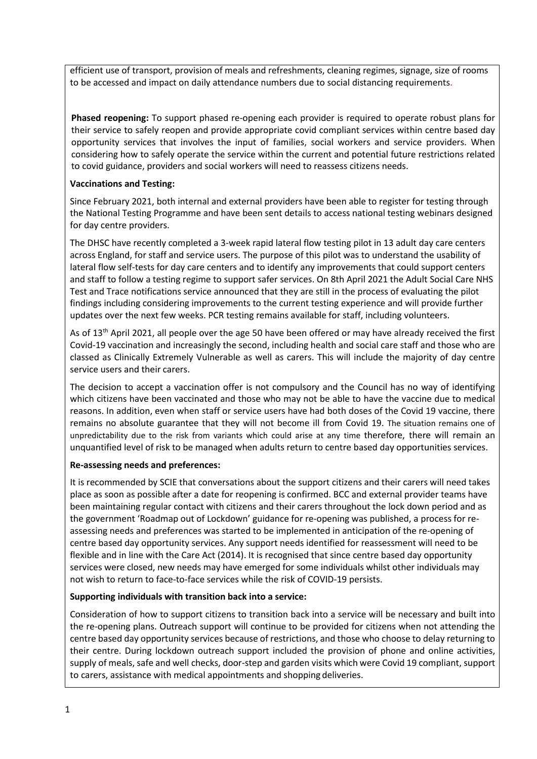efficient use of transport, provision of meals and refreshments, cleaning regimes, signage, size of rooms to be accessed and impact on daily attendance numbers due to social distancing requirements.

**Phased reopening:** To support phased re-opening each provider is required to operate robust plans for their service to safely reopen and provide appropriate covid compliant services within centre based day opportunity services that involves the input of families, social workers and service providers. When considering how to safely operate the service within the current and potential future restrictions related to covid guidance, providers and social workers will need to reassess citizens needs.

**Vaccinations and Testing:**

Since February 2021, both internal and external providers have been able to register for testing through the National Testing Programme and have been sent details to access national testing webinars designed for day centre providers.

The DHSC have recently completed a 3-week rapid lateral flow testing pilot in 13 adult day care centers across England, for staff and service users. The purpose of this pilot was to understand the usability of lateral flow self-tests for day care centers and to identify any improvements that could support centers and staff to follow a testing regime to support safer services. On 8th April 2021 the Adult Social Care NHS Test and Trace notifications service announced that they are still in the process of evaluating the pilot findings including considering improvements to the current testing experience and will provide further updates over the next few weeks. PCR testing remains available for staff, including volunteers.

As of 13th April 2021, all people over the age 50 have been offered or may have already received the first Covid-19 vaccination and increasingly the second, including health and social care staff and those who are classed as Clinically Extremely Vulnerable as well as carers. This will include the majority of day centre service users and their carers.

The decision to accept a vaccination offer is not compulsory and the Council has no way of identifying which citizens have been vaccinated and those who may not be able to have the vaccine due to medical reasons. In addition, even when staff or service users have had both doses of the Covid 19 vaccine, there remains no absolute guarantee that they will not become ill from Covid 19. The situation remains one of unpredictability due to the risk from variants which could arise at any time therefore, there will remain an unquantified level of risk to be managed when adults return to centre based day opportunities services.

**Re-assessing needs and preferences:**

It is recommended by SCIE that conversations about the support citizens and their carers will need takes place as soon as possible after a date for reopening is confirmed. BCC and external provider teams have been maintaining regular contact with citizens and their carers throughout the lock down period and as the government 'Roadmap out of Lockdown' guidance for re-opening was published, a process for re-assessing needs and preferences was started to be implemented in anticipation of the re-opening of centre based day opportunity services. Any support needs identified for reassessment will need to be flexible and in line with the Care Act (2014). It is recognised that since centre based day opportunity services were closed, new needs may have emerged for some individuals whilst other individuals may not wish to return to face-to-face services while the risk of COVID-19 persists.

**Supporting individuals with transition back into a service:**

Consideration of how to support citizens to transition back into a service will be necessary and built into the re-opening plans. Outreach support will continue to be provided for citizens when not attending the centre based day opportunity services because of restrictions, and those who choose to delay returning to their centre. During lockdown outreach support included the provision of phone and online activities, supply of meals, safe and well checks, door-step and garden visits which were Covid 19 compliant, support to carers, assistance with medical appointments and shopping deliveries.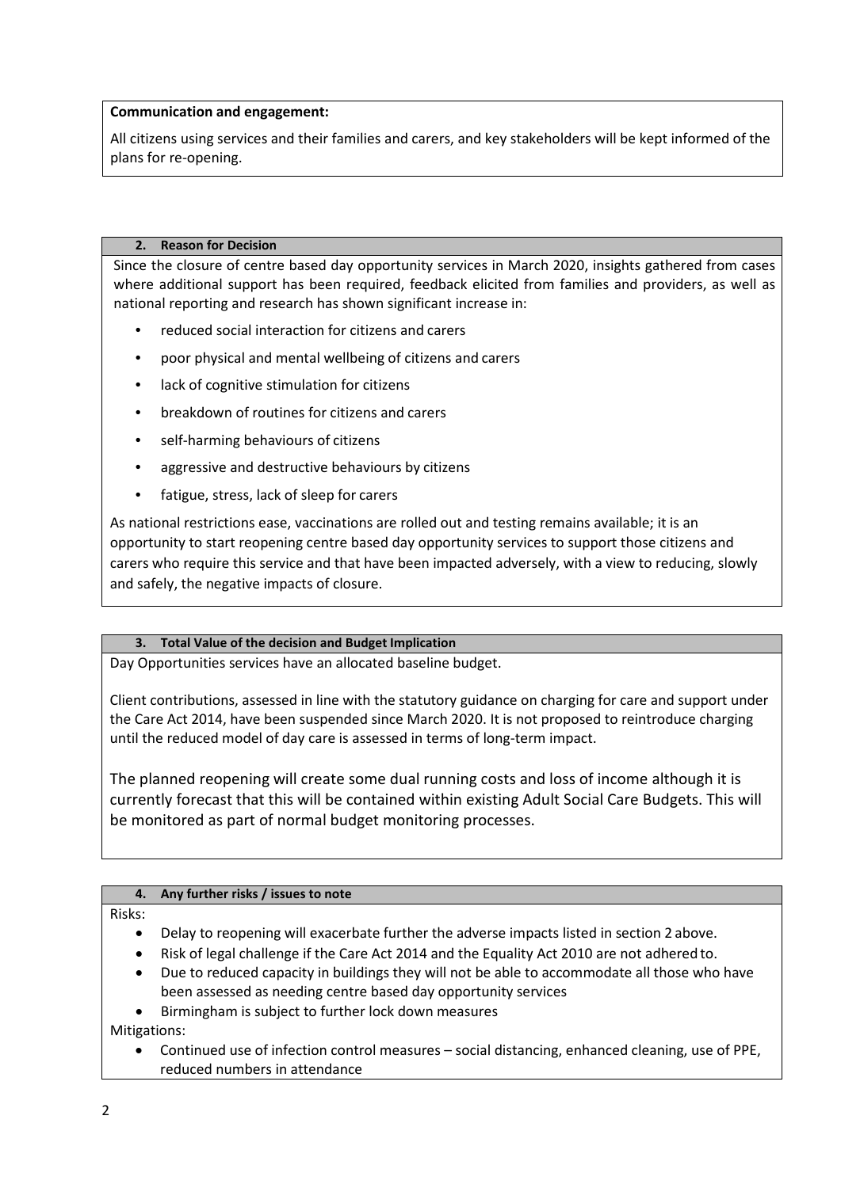**Communication and engagement:**

All citizens using services and their families and carers, and key stakeholders will be kept informed of the plans for re-opening.

### 2. Reason for Decision

Since the closure of centre based day opportunity services in March 2020, insights gathered from cases where additional support has been required, feedback elicited from families and providers, as well as national reporting and research has shown significant increase in:

- reduced social interaction for citizens and carers
- poor physical and mental wellbeing of citizens and carers
- lack of cognitive stimulation for citizens
- breakdown of routines for citizens and carers
- self-harming behaviours of citizens
- aggressive and destructive behaviours by citizens
- fatigue, stress, lack of sleep for carers

As national restrictions ease, vaccinations are rolled out and testing remains available; it is an opportunity to start reopening centre based day opportunity services to support those citizens and carers who require this service and that have been impacted adversely, with a view to reducing, slowly and safely, the negative impacts of closure.

### 3. Total Value of the decision and Budget Implication

Day Opportunities services have an allocated baseline budget.

Client contributions, assessed in line with the statutory guidance on charging for care and support under the Care Act 2014, have been suspended since March 2020. It is not proposed to reintroduce charging until the reduced model of day care is assessed in terms of long-term impact.

The planned reopening will create some dual running costs and loss of income although it is currently forecast that this will be contained within existing Adult Social Care Budgets. This will be monitored as part of normal budget monitoring processes.

### 4. Any further risks / issues to note

Risks:

- Delay to reopening will exacerbate further the adverse impacts listed in section 2 above.
- Risk of legal challenge if the Care Act 2014 and the Equality Act 2010 are not adhered to.
- Due to reduced capacity in buildings they will not be able to accommodate all those who have been assessed as needing centre based day opportunity services
- Birmingham is subject to further lock down measures

Mitigations:

- Continued use of infection control measures – social distancing, enhanced cleaning, use of PPE, reduced numbers in attendance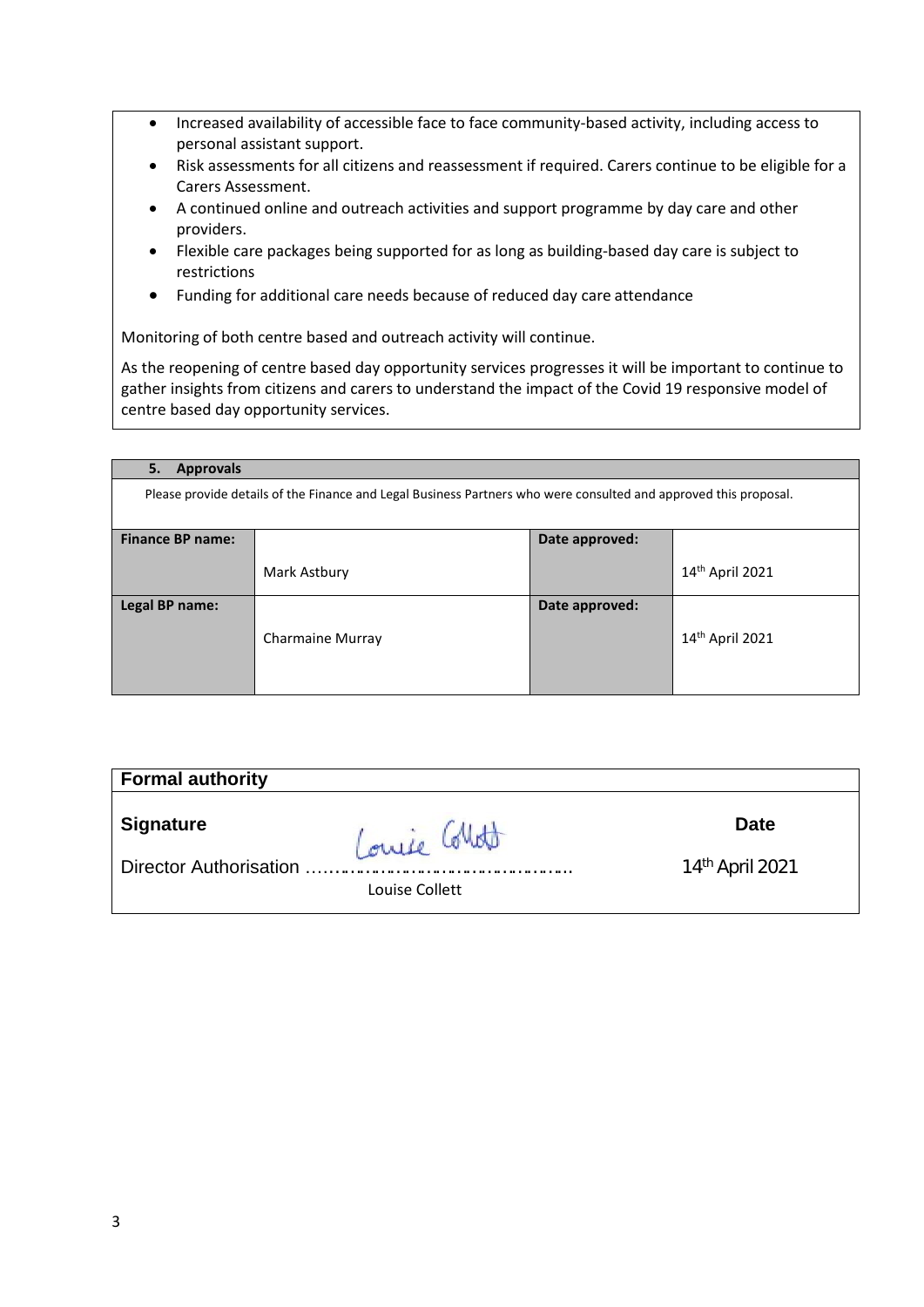- Increased availability of accessible face to face community-based activity, including access to personal assistant support.
- Risk assessments for all citizens and reassessment if required. Carers continue to be eligible for a Carers Assessment.
- A continued online and outreach activities and support programme by day care and other providers.
- Flexible care packages being supported for as long as building-based day care is subject to restrictions
- Funding for additional care needs because of reduced day care attendance

Monitoring of both centre based and outreach activity will continue.

As the reopening of centre based day opportunity services progresses it will be important to continue to gather insights from citizens and carers to understand the impact of the Covid 19 responsive model of centre based day opportunity services.

## 5. Approvals

Please provide details of the Finance and Legal Business Partners who were consulted and approved this proposal.

| | | | |
|---|---|---|---|
| **Finance BP name:** | Mark Astbury | **Date approved:** | 14th April 2021 |
| **Legal BP name:** | Charmaine Murray | **Date approved:** | 14th April 2021 |

## Formal authority

**Signature** | **Date**

Director Authorisation ……………………………………… Louise Collett | 14th April 2021

Louise Collett